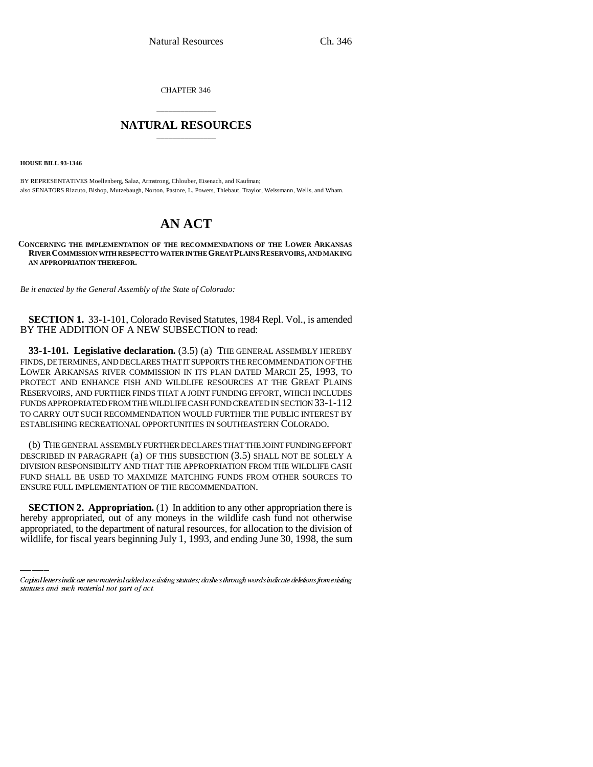CHAPTER 346

## NATURAL RESOURCES

**HOUSE BILL 93-1346**

BY REPRESENTATIVES Moellenberg, Salaz, Armstrong, Chlouber, Eisenach, and Kaufman;
also SENATORS Rizzuto, Bishop, Mutzebaugh, Norton, Pastore, L. Powers, Thiebaut, Traylor, Weissmann, Wells, and Wham.

# AN ACT

**CONCERNING THE IMPLEMENTATION OF THE RECOMMENDATIONS OF THE LOWER ARKANSAS RIVER COMMISSION WITH RESPECT TO WATER IN THE GREAT PLAINS RESERVOIRS, AND MAKING AN APPROPRIATION THEREFOR.**

*Be it enacted by the General Assembly of the State of Colorado:*

**SECTION 1.** 33-1-101, Colorado Revised Statutes, 1984 Repl. Vol., is amended BY THE ADDITION OF A NEW SUBSECTION to read:

**33-1-101. Legislative declaration.** (3.5) (a) THE GENERAL ASSEMBLY HEREBY FINDS, DETERMINES, AND DECLARES THAT IT SUPPORTS THE RECOMMENDATION OF THE LOWER ARKANSAS RIVER COMMISSION IN ITS PLAN DATED MARCH 25, 1993, TO PROTECT AND ENHANCE FISH AND WILDLIFE RESOURCES AT THE GREAT PLAINS RESERVOIRS, AND FURTHER FINDS THAT A JOINT FUNDING EFFORT, WHICH INCLUDES FUNDS APPROPRIATED FROM THE WILDLIFE CASH FUND CREATED IN SECTION 33-1-112 TO CARRY OUT SUCH RECOMMENDATION WOULD FURTHER THE PUBLIC INTEREST BY ESTABLISHING RECREATIONAL OPPORTUNITIES IN SOUTHEASTERN COLORADO.

(b) THE GENERAL ASSEMBLY FURTHER DECLARES THAT THE JOINT FUNDING EFFORT DESCRIBED IN PARAGRAPH (a) OF THIS SUBSECTION (3.5) SHALL NOT BE SOLELY A DIVISION RESPONSIBILITY AND THAT THE APPROPRIATION FROM THE WILDLIFE CASH FUND SHALL BE USED TO MAXIMIZE MATCHING FUNDS FROM OTHER SOURCES TO ENSURE FULL IMPLEMENTATION OF THE RECOMMENDATION.

**SECTION 2. Appropriation.** (1) In addition to any other appropriation there is hereby appropriated, out of any moneys in the wildlife cash fund not otherwise appropriated, to the department of natural resources, for allocation to the division of wildlife, for fiscal years beginning July 1, 1993, and ending June 30, 1998, the sum

Capital letters indicate new material added to existing statutes; dashes through words indicate deletions from existing statutes and such material not part of act.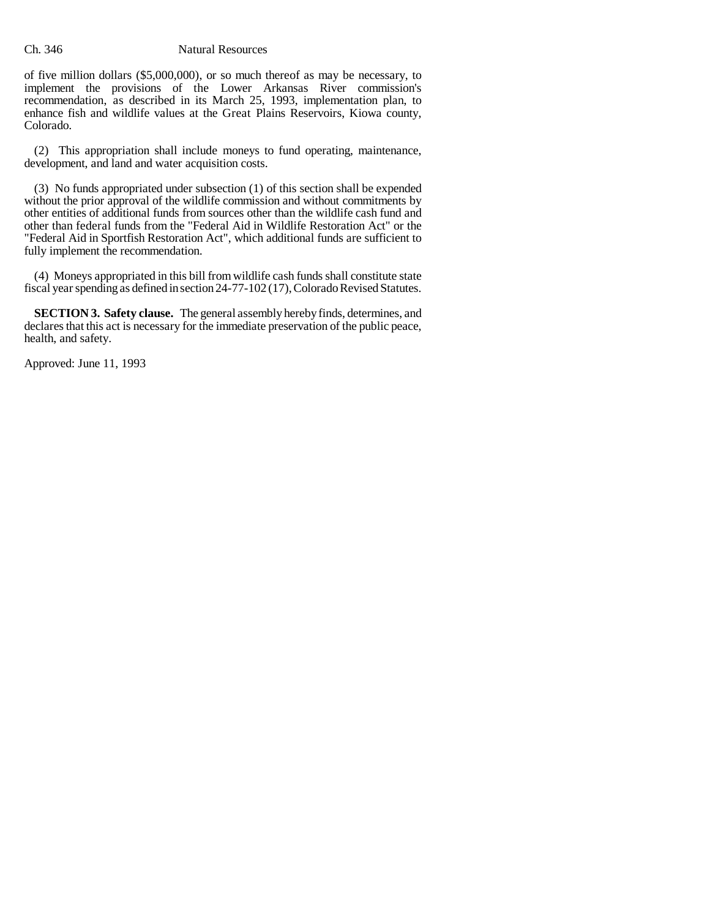of five million dollars ($5,000,000), or so much thereof as may be necessary, to implement the provisions of the Lower Arkansas River commission's recommendation, as described in its March 25, 1993, implementation plan, to enhance fish and wildlife values at the Great Plains Reservoirs, Kiowa county, Colorado.

(2) This appropriation shall include moneys to fund operating, maintenance, development, and land and water acquisition costs.

(3) No funds appropriated under subsection (1) of this section shall be expended without the prior approval of the wildlife commission and without commitments by other entities of additional funds from sources other than the wildlife cash fund and other than federal funds from the "Federal Aid in Wildlife Restoration Act" or the "Federal Aid in Sportfish Restoration Act", which additional funds are sufficient to fully implement the recommendation.

(4) Moneys appropriated in this bill from wildlife cash funds shall constitute state fiscal year spending as defined in section 24-77-102 (17), Colorado Revised Statutes.

**SECTION 3. Safety clause.** The general assembly hereby finds, determines, and declares that this act is necessary for the immediate preservation of the public peace, health, and safety.

Approved: June 11, 1993